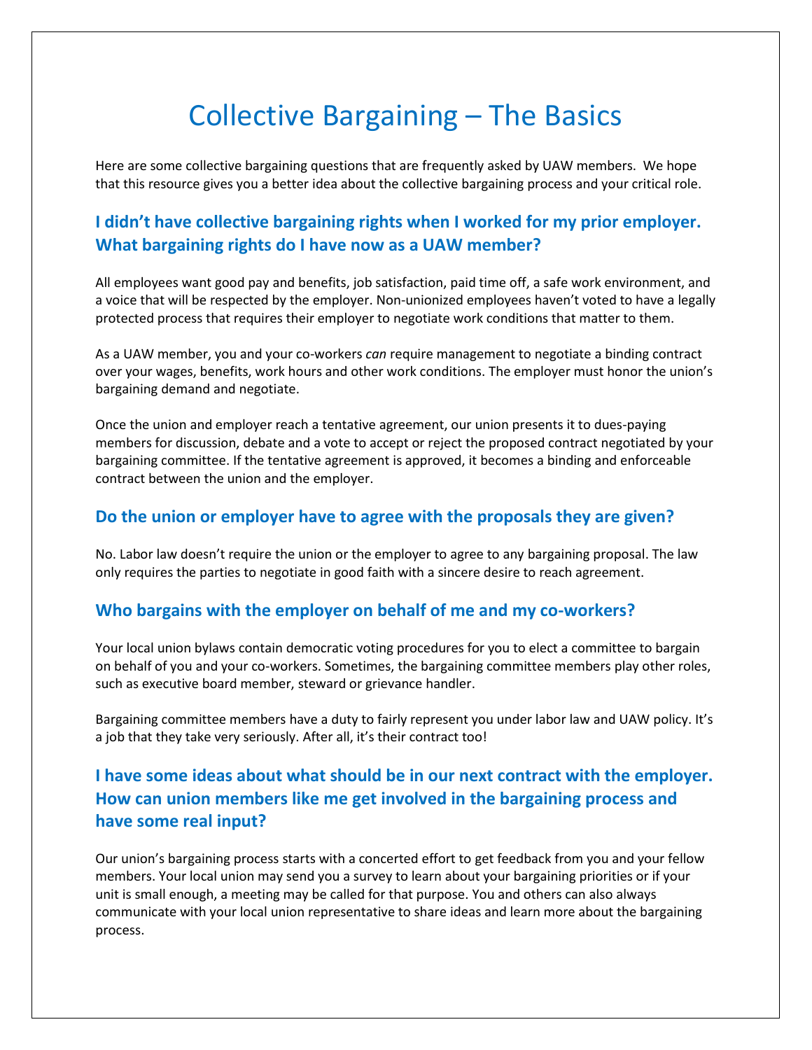# Collective Bargaining – The Basics

Here are some collective bargaining questions that are frequently asked by UAW members. We hope that this resource gives you a better idea about the collective bargaining process and your critical role.

## I didn't have collective bargaining rights when I worked for my prior employer. What bargaining rights do I have now as a UAW member?

All employees want good pay and benefits, job satisfaction, paid time off, a safe work environment, and a voice that will be respected by the employer. Non-unionized employees haven't voted to have a legally protected process that requires their employer to negotiate work conditions that matter to them.

As a UAW member, you and your co-workers *can* require management to negotiate a binding contract over your wages, benefits, work hours and other work conditions. The employer must honor the union's bargaining demand and negotiate.

Once the union and employer reach a tentative agreement, our union presents it to dues-paying members for discussion, debate and a vote to accept or reject the proposed contract negotiated by your bargaining committee. If the tentative agreement is approved, it becomes a binding and enforceable contract between the union and the employer.

## Do the union or employer have to agree with the proposals they are given?

No. Labor law doesn't require the union or the employer to agree to any bargaining proposal. The law only requires the parties to negotiate in good faith with a sincere desire to reach agreement.

## Who bargains with the employer on behalf of me and my co-workers?

Your local union bylaws contain democratic voting procedures for you to elect a committee to bargain on behalf of you and your co-workers. Sometimes, the bargaining committee members play other roles, such as executive board member, steward or grievance handler.

Bargaining committee members have a duty to fairly represent you under labor law and UAW policy. It's a job that they take very seriously. After all, it's their contract too!

## I have some ideas about what should be in our next contract with the employer. How can union members like me get involved in the bargaining process and have some real input?

Our union's bargaining process starts with a concerted effort to get feedback from you and your fellow members. Your local union may send you a survey to learn about your bargaining priorities or if your unit is small enough, a meeting may be called for that purpose. You and others can also always communicate with your local union representative to share ideas and learn more about the bargaining process.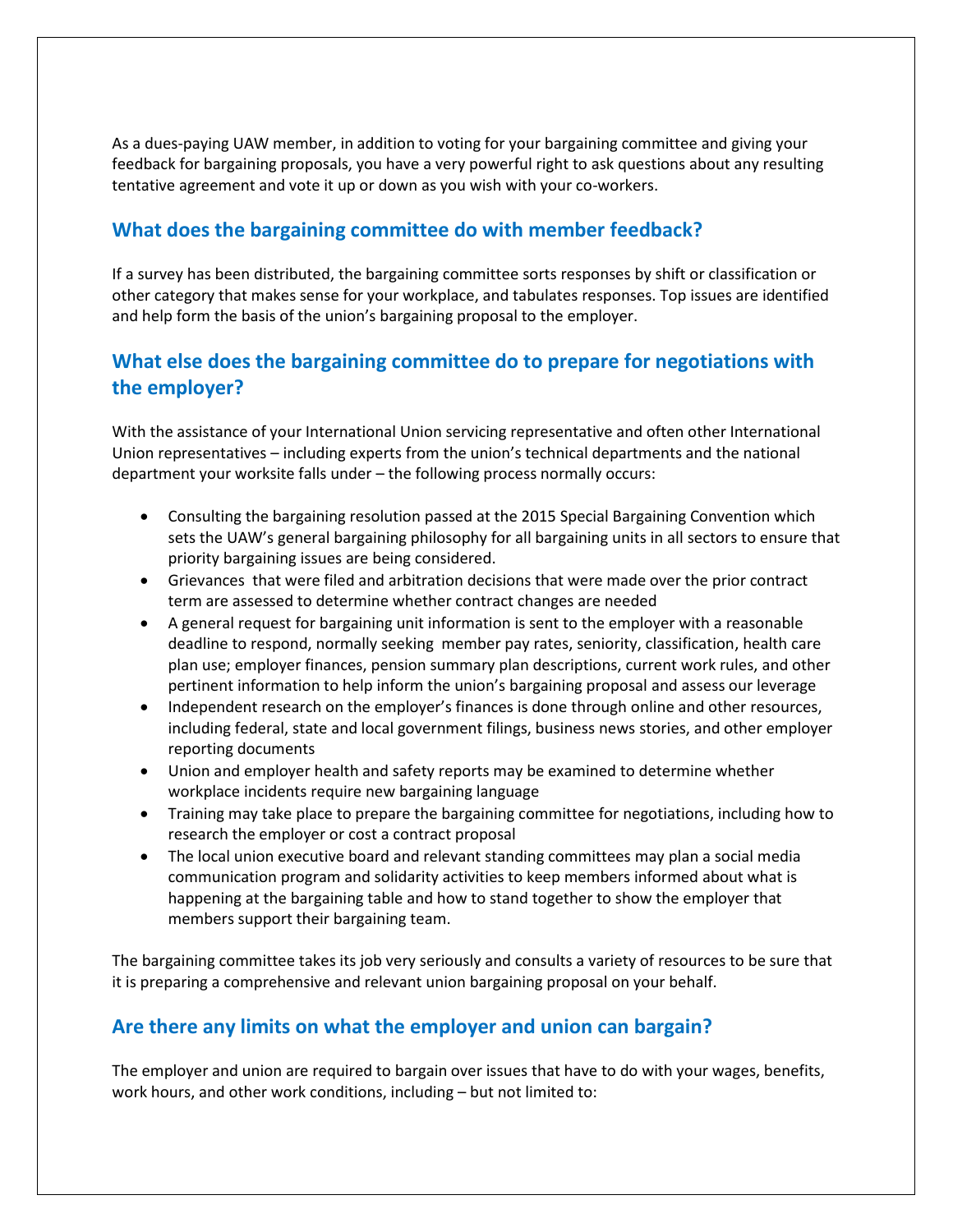As a dues-paying UAW member, in addition to voting for your bargaining committee and giving your feedback for bargaining proposals, you have a very powerful right to ask questions about any resulting tentative agreement and vote it up or down as you wish with your co-workers.

## What does the bargaining committee do with member feedback?

If a survey has been distributed, the bargaining committee sorts responses by shift or classification or other category that makes sense for your workplace, and tabulates responses. Top issues are identified and help form the basis of the union's bargaining proposal to the employer.

## What else does the bargaining committee do to prepare for negotiations with the employer?

With the assistance of your International Union servicing representative and often other International Union representatives – including experts from the union's technical departments and the national department your worksite falls under – the following process normally occurs:

- Consulting the bargaining resolution passed at the 2015 Special Bargaining Convention which sets the UAW's general bargaining philosophy for all bargaining units in all sectors to ensure that priority bargaining issues are being considered.
- Grievances that were filed and arbitration decisions that were made over the prior contract term are assessed to determine whether contract changes are needed
- A general request for bargaining unit information is sent to the employer with a reasonable deadline to respond, normally seeking member pay rates, seniority, classification, health care plan use; employer finances, pension summary plan descriptions, current work rules, and other pertinent information to help inform the union's bargaining proposal and assess our leverage
- Independent research on the employer's finances is done through online and other resources, including federal, state and local government filings, business news stories, and other employer reporting documents
- Union and employer health and safety reports may be examined to determine whether workplace incidents require new bargaining language
- Training may take place to prepare the bargaining committee for negotiations, including how to research the employer or cost a contract proposal
- The local union executive board and relevant standing committees may plan a social media communication program and solidarity activities to keep members informed about what is happening at the bargaining table and how to stand together to show the employer that members support their bargaining team.

The bargaining committee takes its job very seriously and consults a variety of resources to be sure that it is preparing a comprehensive and relevant union bargaining proposal on your behalf.

## Are there any limits on what the employer and union can bargain?

The employer and union are required to bargain over issues that have to do with your wages, benefits, work hours, and other work conditions, including – but not limited to: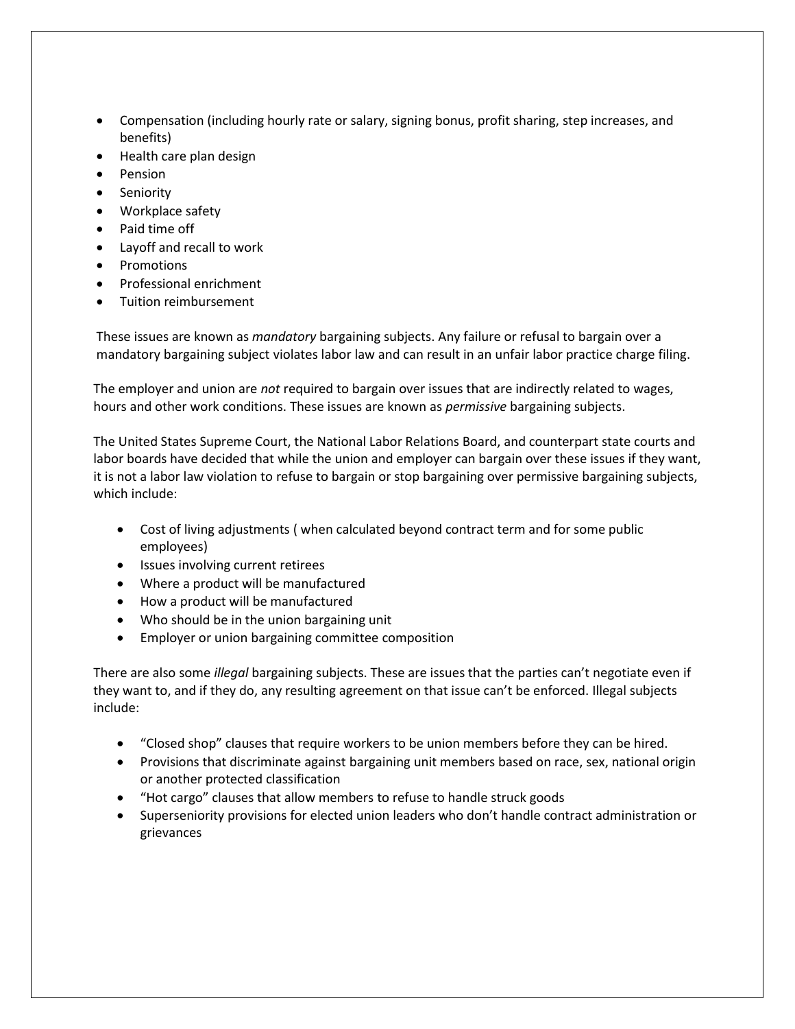- Compensation (including hourly rate or salary, signing bonus, profit sharing, step increases, and benefits)
- Health care plan design
- Pension
- Seniority
- Workplace safety
- Paid time off
- Layoff and recall to work
- Promotions
- Professional enrichment
- Tuition reimbursement

These issues are known as *mandatory* bargaining subjects. Any failure or refusal to bargain over a mandatory bargaining subject violates labor law and can result in an unfair labor practice charge filing.

The employer and union are *not* required to bargain over issues that are indirectly related to wages, hours and other work conditions. These issues are known as *permissive* bargaining subjects.

The United States Supreme Court, the National Labor Relations Board, and counterpart state courts and labor boards have decided that while the union and employer can bargain over these issues if they want, it is not a labor law violation to refuse to bargain or stop bargaining over permissive bargaining subjects, which include:

- Cost of living adjustments ( when calculated beyond contract term and for some public employees)
- Issues involving current retirees
- Where a product will be manufactured
- How a product will be manufactured
- Who should be in the union bargaining unit
- Employer or union bargaining committee composition

There are also some *illegal* bargaining subjects. These are issues that the parties can't negotiate even if they want to, and if they do, any resulting agreement on that issue can't be enforced. Illegal subjects include:

- "Closed shop" clauses that require workers to be union members before they can be hired.
- Provisions that discriminate against bargaining unit members based on race, sex, national origin or another protected classification
- "Hot cargo" clauses that allow members to refuse to handle struck goods
- Superseniority provisions for elected union leaders who don't handle contract administration or grievances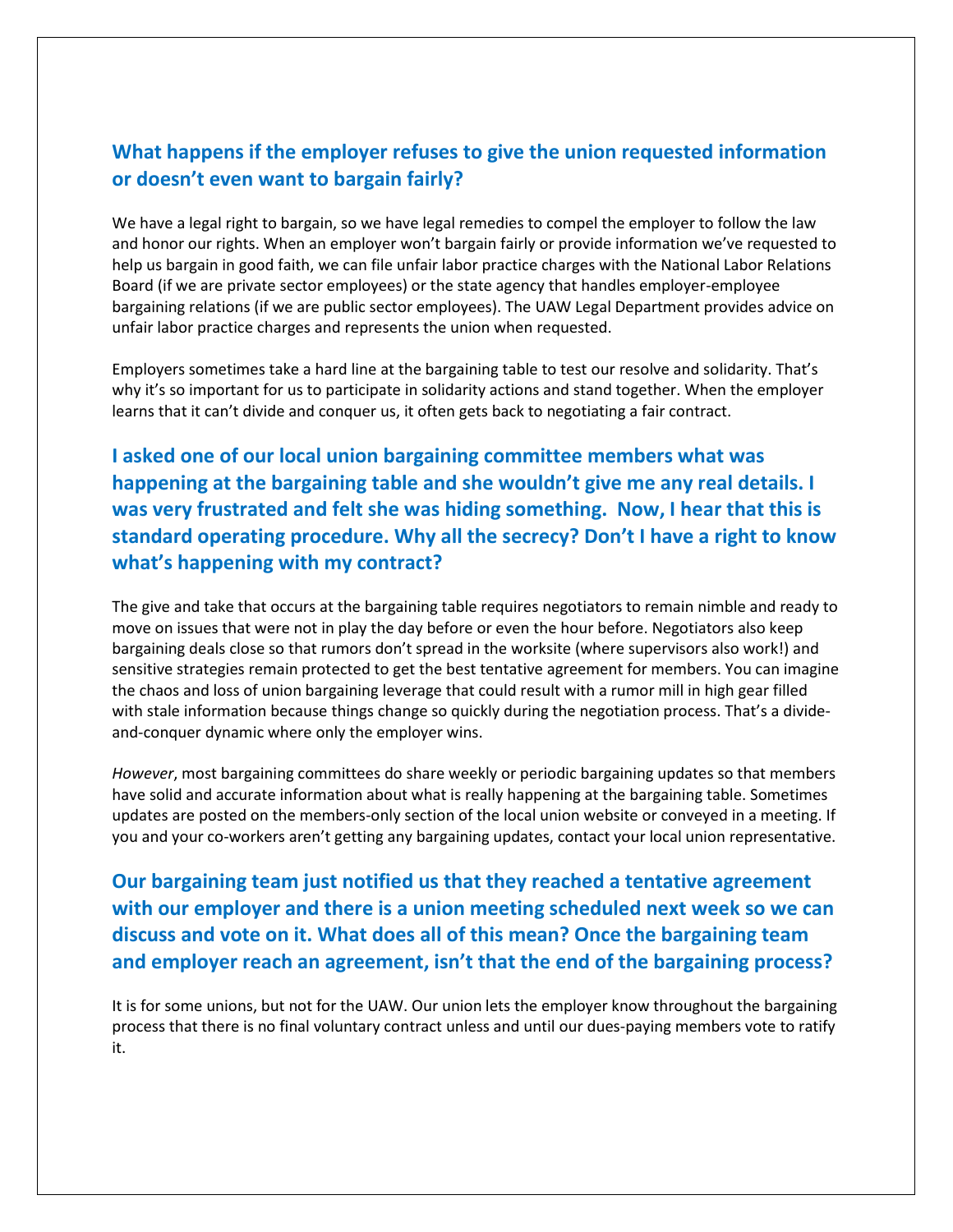## What happens if the employer refuses to give the union requested information or doesn't even want to bargain fairly?

We have a legal right to bargain, so we have legal remedies to compel the employer to follow the law and honor our rights. When an employer won't bargain fairly or provide information we've requested to help us bargain in good faith, we can file unfair labor practice charges with the National Labor Relations Board (if we are private sector employees) or the state agency that handles employer-employee bargaining relations (if we are public sector employees). The UAW Legal Department provides advice on unfair labor practice charges and represents the union when requested.

Employers sometimes take a hard line at the bargaining table to test our resolve and solidarity. That's why it's so important for us to participate in solidarity actions and stand together. When the employer learns that it can't divide and conquer us, it often gets back to negotiating a fair contract.

## I asked one of our local union bargaining committee members what was happening at the bargaining table and she wouldn't give me any real details. I was very frustrated and felt she was hiding something. Now, I hear that this is standard operating procedure. Why all the secrecy? Don't I have a right to know what's happening with my contract?

The give and take that occurs at the bargaining table requires negotiators to remain nimble and ready to move on issues that were not in play the day before or even the hour before. Negotiators also keep bargaining deals close so that rumors don't spread in the worksite (where supervisors also work!) and sensitive strategies remain protected to get the best tentative agreement for members. You can imagine the chaos and loss of union bargaining leverage that could result with a rumor mill in high gear filled with stale information because things change so quickly during the negotiation process. That's a divide-and-conquer dynamic where only the employer wins.

*However*, most bargaining committees do share weekly or periodic bargaining updates so that members have solid and accurate information about what is really happening at the bargaining table. Sometimes updates are posted on the members-only section of the local union website or conveyed in a meeting. If you and your co-workers aren't getting any bargaining updates, contact your local union representative.

## Our bargaining team just notified us that they reached a tentative agreement with our employer and there is a union meeting scheduled next week so we can discuss and vote on it. What does all of this mean? Once the bargaining team and employer reach an agreement, isn't that the end of the bargaining process?

It is for some unions, but not for the UAW. Our union lets the employer know throughout the bargaining process that there is no final voluntary contract unless and until our dues-paying members vote to ratify it.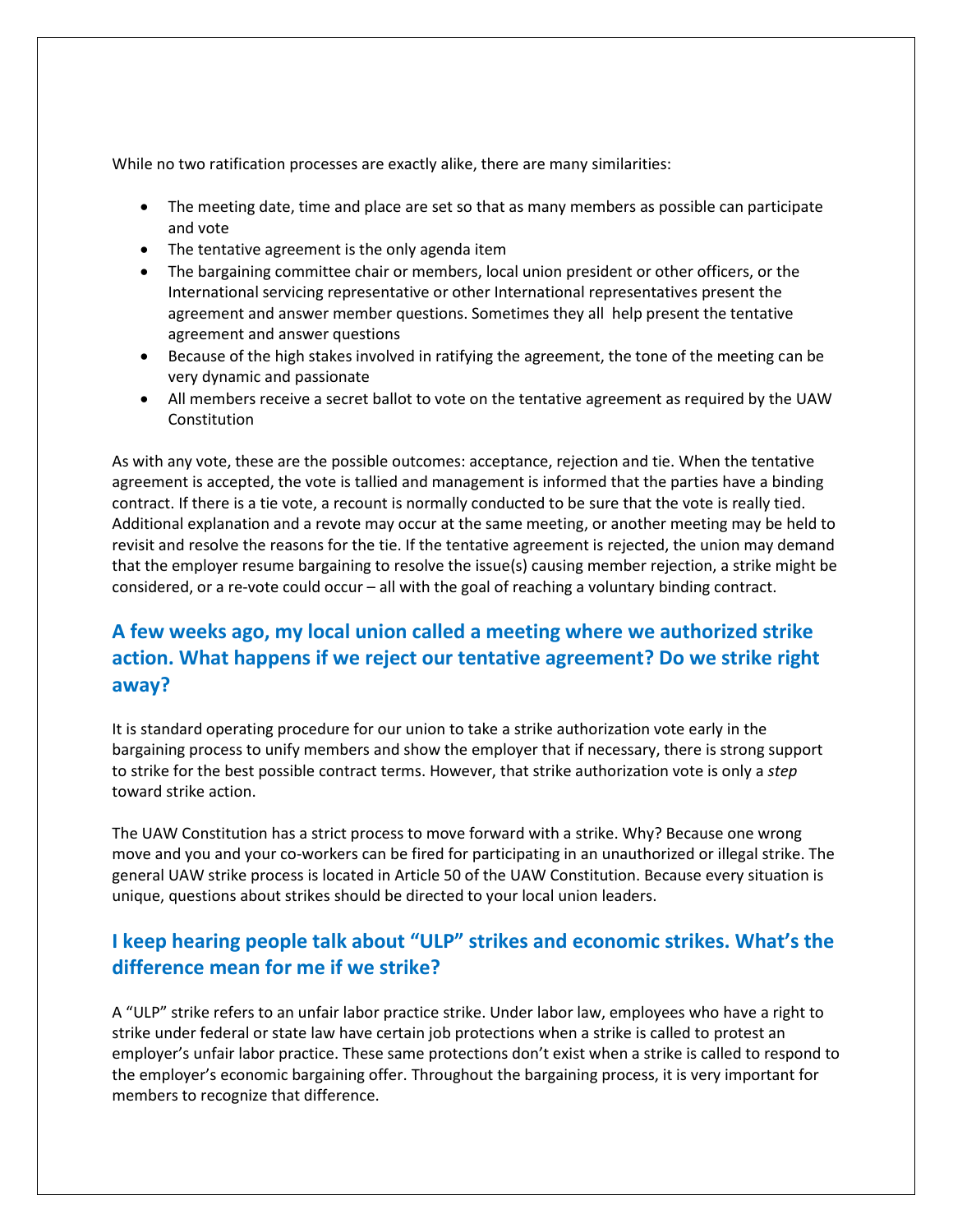While no two ratification processes are exactly alike, there are many similarities:

- The meeting date, time and place are set so that as many members as possible can participate and vote
- The tentative agreement is the only agenda item
- The bargaining committee chair or members, local union president or other officers, or the International servicing representative or other International representatives present the agreement and answer member questions. Sometimes they all help present the tentative agreement and answer questions
- Because of the high stakes involved in ratifying the agreement, the tone of the meeting can be very dynamic and passionate
- All members receive a secret ballot to vote on the tentative agreement as required by the UAW Constitution

As with any vote, these are the possible outcomes: acceptance, rejection and tie. When the tentative agreement is accepted, the vote is tallied and management is informed that the parties have a binding contract. If there is a tie vote, a recount is normally conducted to be sure that the vote is really tied. Additional explanation and a revote may occur at the same meeting, or another meeting may be held to revisit and resolve the reasons for the tie. If the tentative agreement is rejected, the union may demand that the employer resume bargaining to resolve the issue(s) causing member rejection, a strike might be considered, or a re-vote could occur – all with the goal of reaching a voluntary binding contract.

## A few weeks ago, my local union called a meeting where we authorized strike action. What happens if we reject our tentative agreement? Do we strike right away?

It is standard operating procedure for our union to take a strike authorization vote early in the bargaining process to unify members and show the employer that if necessary, there is strong support to strike for the best possible contract terms. However, that strike authorization vote is only a *step* toward strike action.

The UAW Constitution has a strict process to move forward with a strike. Why? Because one wrong move and you and your co-workers can be fired for participating in an unauthorized or illegal strike. The general UAW strike process is located in Article 50 of the UAW Constitution. Because every situation is unique, questions about strikes should be directed to your local union leaders.

## I keep hearing people talk about "ULP" strikes and economic strikes. What's the difference mean for me if we strike?

A "ULP" strike refers to an unfair labor practice strike. Under labor law, employees who have a right to strike under federal or state law have certain job protections when a strike is called to protest an employer's unfair labor practice. These same protections don't exist when a strike is called to respond to the employer's economic bargaining offer. Throughout the bargaining process, it is very important for members to recognize that difference.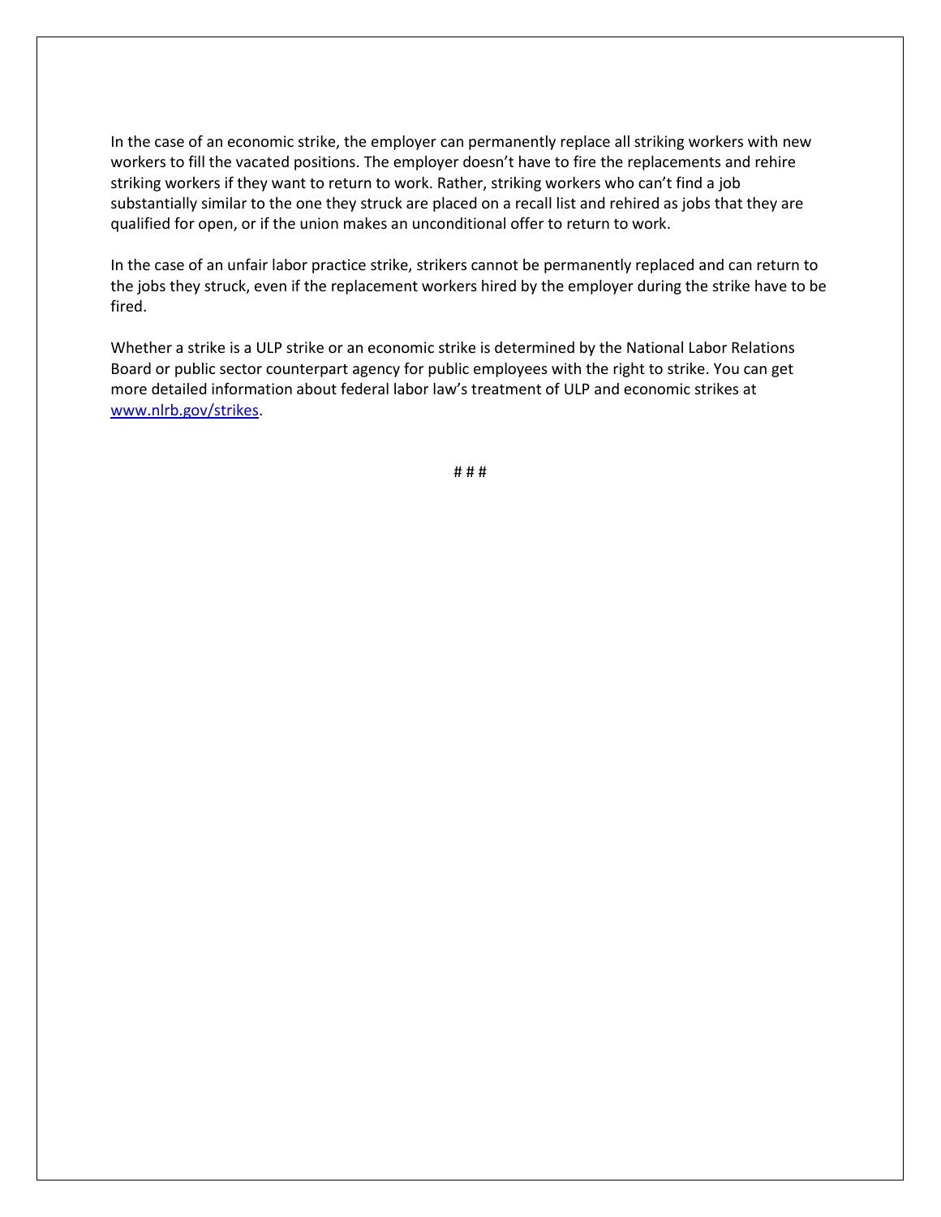In the case of an economic strike, the employer can permanently replace all striking workers with new workers to fill the vacated positions. The employer doesn't have to fire the replacements and rehire striking workers if they want to return to work. Rather, striking workers who can't find a job substantially similar to the one they struck are placed on a recall list and rehired as jobs that they are qualified for open, or if the union makes an unconditional offer to return to work.

In the case of an unfair labor practice strike, strikers cannot be permanently replaced and can return to the jobs they struck, even if the replacement workers hired by the employer during the strike have to be fired.

Whether a strike is a ULP strike or an economic strike is determined by the National Labor Relations Board or public sector counterpart agency for public employees with the right to strike. You can get more detailed information about federal labor law's treatment of ULP and economic strikes at [www.nlrb.gov/strikes](http://www.nlrb.gov/strikes).

# # #